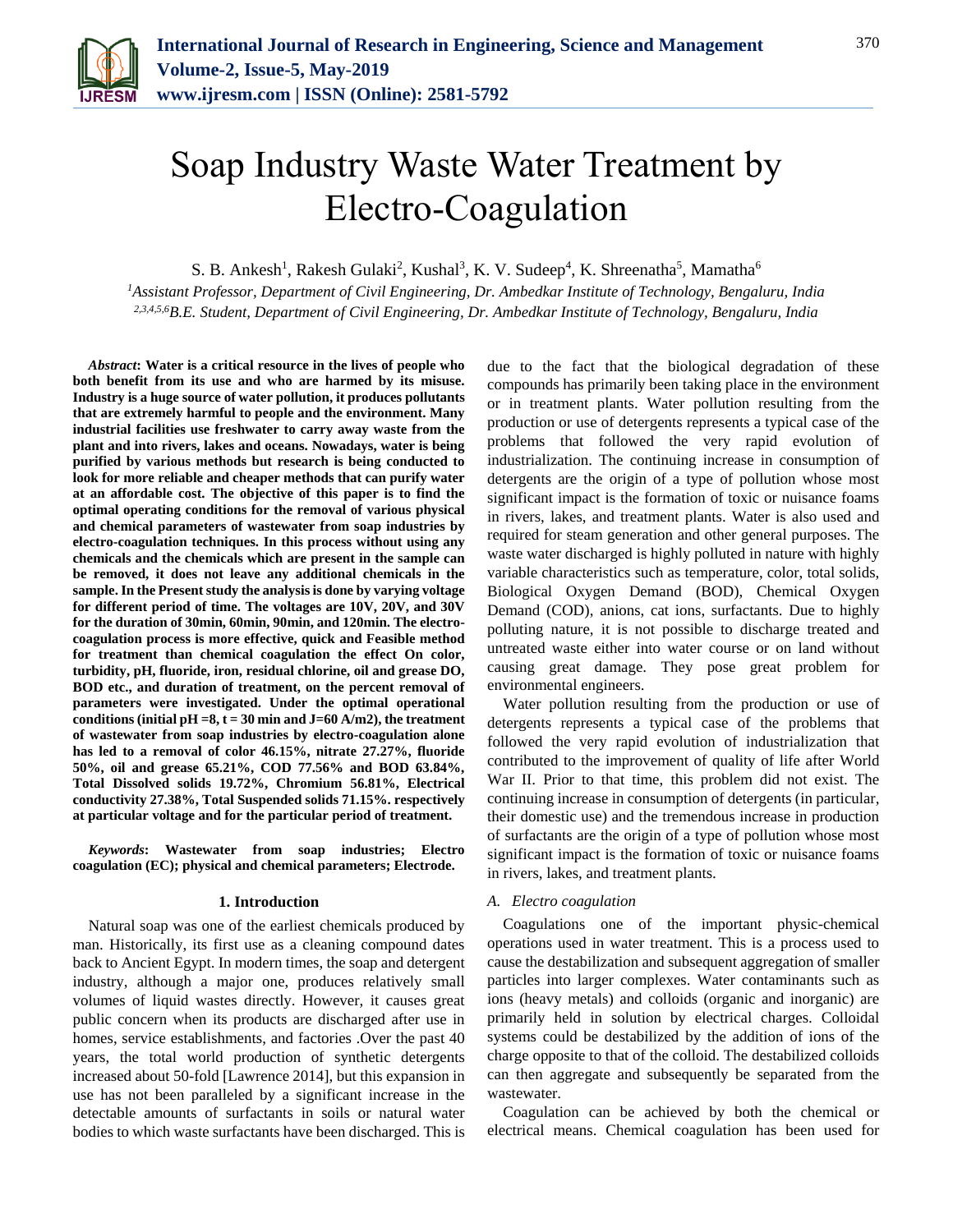# Soap Industry Waste Water Treatment by Electro-Coagulation

S. B. Ankesh[1], Rakesh Gulaki[2], Kushal[3], K. V. Sudeep[4], K. Shreenatha[5], Mamatha[6]

[1]*Assistant Professor, Department of Civil Engineering, Dr. Ambedkar Institute of Technology, Bengaluru, India*
[2,3,4,5,6]*B.E. Student, Department of Civil Engineering, Dr. Ambedkar Institute of Technology, Bengaluru, India*

***Abstract*: Water is a critical resource in the lives of people who both benefit from its use and who are harmed by its misuse. Industry is a huge source of water pollution, it produces pollutants that are extremely harmful to people and the environment. Many industrial facilities use freshwater to carry away waste from the plant and into rivers, lakes and oceans. Nowadays, water is being purified by various methods but research is being conducted to look for more reliable and cheaper methods that can purify water at an affordable cost. The objective of this paper is to find the optimal operating conditions for the removal of various physical and chemical parameters of wastewater from soap industries by electro-coagulation techniques. In this process without using any chemicals and the chemicals which are present in the sample can be removed, it does not leave any additional chemicals in the sample. In the Present study the analysis is done by varying voltage for different period of time. The voltages are 10V, 20V, and 30V for the duration of 30min, 60min, 90min, and 120min. The electro-coagulation process is more effective, quick and Feasible method for treatment than chemical coagulation the effect On color, turbidity, pH, fluoride, iron, residual chlorine, oil and grease DO, BOD etc., and duration of treatment, on the percent removal of parameters were investigated. Under the optimal operational conditions (initial pH =8, t = 30 min and J=60 A/m2), the treatment of wastewater from soap industries by electro-coagulation alone has led to a removal of color 46.15%, nitrate 27.27%, fluoride 50%, oil and grease 65.21%, COD 77.56% and BOD 63.84%, Total Dissolved solids 19.72%, Chromium 56.81%, Electrical conductivity 27.38%, Total Suspended solids 71.15%. respectively at particular voltage and for the particular period of treatment.**

***Keywords*: Wastewater from soap industries; Electro coagulation (EC); physical and chemical parameters; Electrode.**

## 1. Introduction

Natural soap was one of the earliest chemicals produced by man. Historically, its first use as a cleaning compound dates back to Ancient Egypt. In modern times, the soap and detergent industry, although a major one, produces relatively small volumes of liquid wastes directly. However, it causes great public concern when its products are discharged after use in homes, service establishments, and factories .Over the past 40 years, the total world production of synthetic detergents increased about 50-fold [Lawrence 2014], but this expansion in use has not been paralleled by a significant increase in the detectable amounts of surfactants in soils or natural water bodies to which waste surfactants have been discharged. This is due to the fact that the biological degradation of these compounds has primarily been taking place in the environment or in treatment plants. Water pollution resulting from the production or use of detergents represents a typical case of the problems that followed the very rapid evolution of industrialization. The continuing increase in consumption of detergents are the origin of a type of pollution whose most significant impact is the formation of toxic or nuisance foams in rivers, lakes, and treatment plants. Water is also used and required for steam generation and other general purposes. The waste water discharged is highly polluted in nature with highly variable characteristics such as temperature, color, total solids, Biological Oxygen Demand (BOD), Chemical Oxygen Demand (COD), anions, cat ions, surfactants. Due to highly polluting nature, it is not possible to discharge treated and untreated waste either into water course or on land without causing great damage. They pose great problem for environmental engineers.

Water pollution resulting from the production or use of detergents represents a typical case of the problems that followed the very rapid evolution of industrialization that contributed to the improvement of quality of life after World War II. Prior to that time, this problem did not exist. The continuing increase in consumption of detergents (in particular, their domestic use) and the tremendous increase in production of surfactants are the origin of a type of pollution whose most significant impact is the formation of toxic or nuisance foams in rivers, lakes, and treatment plants.

### *A. Electro coagulation*

Coagulations one of the important physic-chemical operations used in water treatment. This is a process used to cause the destabilization and subsequent aggregation of smaller particles into larger complexes. Water contaminants such as ions (heavy metals) and colloids (organic and inorganic) are primarily held in solution by electrical charges. Colloidal systems could be destabilized by the addition of ions of the charge opposite to that of the colloid. The destabilized colloids can then aggregate and subsequently be separated from the wastewater.

Coagulation can be achieved by both the chemical or electrical means. Chemical coagulation has been used for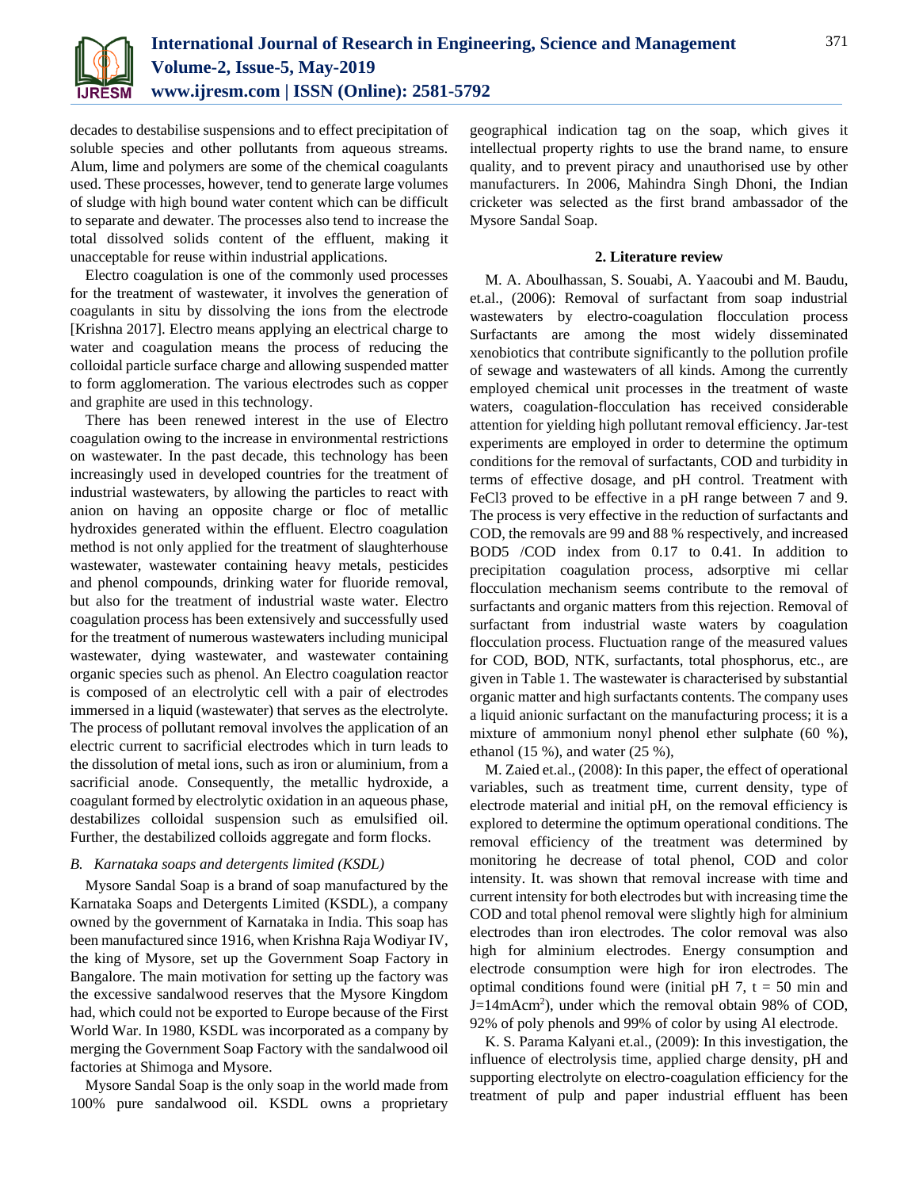decades to destabilise suspensions and to effect precipitation of soluble species and other pollutants from aqueous streams. Alum, lime and polymers are some of the chemical coagulants used. These processes, however, tend to generate large volumes of sludge with high bound water content which can be difficult to separate and dewater. The processes also tend to increase the total dissolved solids content of the effluent, making it unacceptable for reuse within industrial applications.

Electro coagulation is one of the commonly used processes for the treatment of wastewater, it involves the generation of coagulants in situ by dissolving the ions from the electrode [Krishna 2017]. Electro means applying an electrical charge to water and coagulation means the process of reducing the colloidal particle surface charge and allowing suspended matter to form agglomeration. The various electrodes such as copper and graphite are used in this technology.

There has been renewed interest in the use of Electro coagulation owing to the increase in environmental restrictions on wastewater. In the past decade, this technology has been increasingly used in developed countries for the treatment of industrial wastewaters, by allowing the particles to react with anion on having an opposite charge or floc of metallic hydroxides generated within the effluent. Electro coagulation method is not only applied for the treatment of slaughterhouse wastewater, wastewater containing heavy metals, pesticides and phenol compounds, drinking water for fluoride removal, but also for the treatment of industrial waste water. Electro coagulation process has been extensively and successfully used for the treatment of numerous wastewaters including municipal wastewater, dying wastewater, and wastewater containing organic species such as phenol. An Electro coagulation reactor is composed of an electrolytic cell with a pair of electrodes immersed in a liquid (wastewater) that serves as the electrolyte. The process of pollutant removal involves the application of an electric current to sacrificial electrodes which in turn leads to the dissolution of metal ions, such as iron or aluminium, from a sacrificial anode. Consequently, the metallic hydroxide, a coagulant formed by electrolytic oxidation in an aqueous phase, destabilizes colloidal suspension such as emulsified oil. Further, the destabilized colloids aggregate and form flocks.

### *B. Karnataka soaps and detergents limited (KSDL)*

Mysore Sandal Soap is a brand of soap manufactured by the Karnataka Soaps and Detergents Limited (KSDL), a company owned by the government of Karnataka in India. This soap has been manufactured since 1916, when Krishna Raja Wodiyar IV, the king of Mysore, set up the Government Soap Factory in Bangalore. The main motivation for setting up the factory was the excessive sandalwood reserves that the Mysore Kingdom had, which could not be exported to Europe because of the First World War. In 1980, KSDL was incorporated as a company by merging the Government Soap Factory with the sandalwood oil factories at Shimoga and Mysore.

Mysore Sandal Soap is the only soap in the world made from 100% pure sandalwood oil. KSDL owns a proprietary geographical indication tag on the soap, which gives it intellectual property rights to use the brand name, to ensure quality, and to prevent piracy and unauthorised use by other manufacturers. In 2006, Mahindra Singh Dhoni, the Indian cricketer was selected as the first brand ambassador of the Mysore Sandal Soap.

## 2. Literature review

M. A. Aboulhassan, S. Souabi, A. Yaacoubi and M. Baudu, et.al., (2006): Removal of surfactant from soap industrial wastewaters by electro-coagulation flocculation process Surfactants are among the most widely disseminated xenobiotics that contribute significantly to the pollution profile of sewage and wastewaters of all kinds. Among the currently employed chemical unit processes in the treatment of waste waters, coagulation-flocculation has received considerable attention for yielding high pollutant removal efficiency. Jar-test experiments are employed in order to determine the optimum conditions for the removal of surfactants, COD and turbidity in terms of effective dosage, and pH control. Treatment with $FeCl_3$ proved to be effective in a pH range between 7 and 9. The process is very effective in the reduction of surfactants and COD, the removals are 99 and 88 % respectively, and increased $BOD_5$ /COD index from 0.17 to 0.41. In addition to precipitation coagulation process, adsorptive mi cellar flocculation mechanism seems contribute to the removal of surfactants and organic matters from this rejection. Removal of surfactant from industrial waste waters by coagulation flocculation process. Fluctuation range of the measured values for COD, BOD, NTK, surfactants, total phosphorus, etc., are given in Table 1. The wastewater is characterised by substantial organic matter and high surfactants contents. The company uses a liquid anionic surfactant on the manufacturing process; it is a mixture of ammonium nonyl phenol ether sulphate (60 %), ethanol (15 %), and water (25 %),

M. Zaied et.al., (2008): In this paper, the effect of operational variables, such as treatment time, current density, type of electrode material and initial pH, on the removal efficiency is explored to determine the optimum operational conditions. The removal efficiency of the treatment was determined by monitoring he decrease of total phenol, COD and color intensity. It. was shown that removal increase with time and current intensity for both electrodes but with increasing time the COD and total phenol removal were slightly high for alminium electrodes than iron electrodes. The color removal was also high for alminium electrodes. Energy consumption and electrode consumption were high for iron electrodes. The optimal conditions found were (initial pH 7, t = 50 min and J=14mAcm$^2$), under which the removal obtain 98% of COD, 92% of poly phenols and 99% of color by using Al electrode.

K. S. Parama Kalyani et.al., (2009): In this investigation, the influence of electrolysis time, applied charge density, pH and supporting electrolyte on electro-coagulation efficiency for the treatment of pulp and paper industrial effluent has been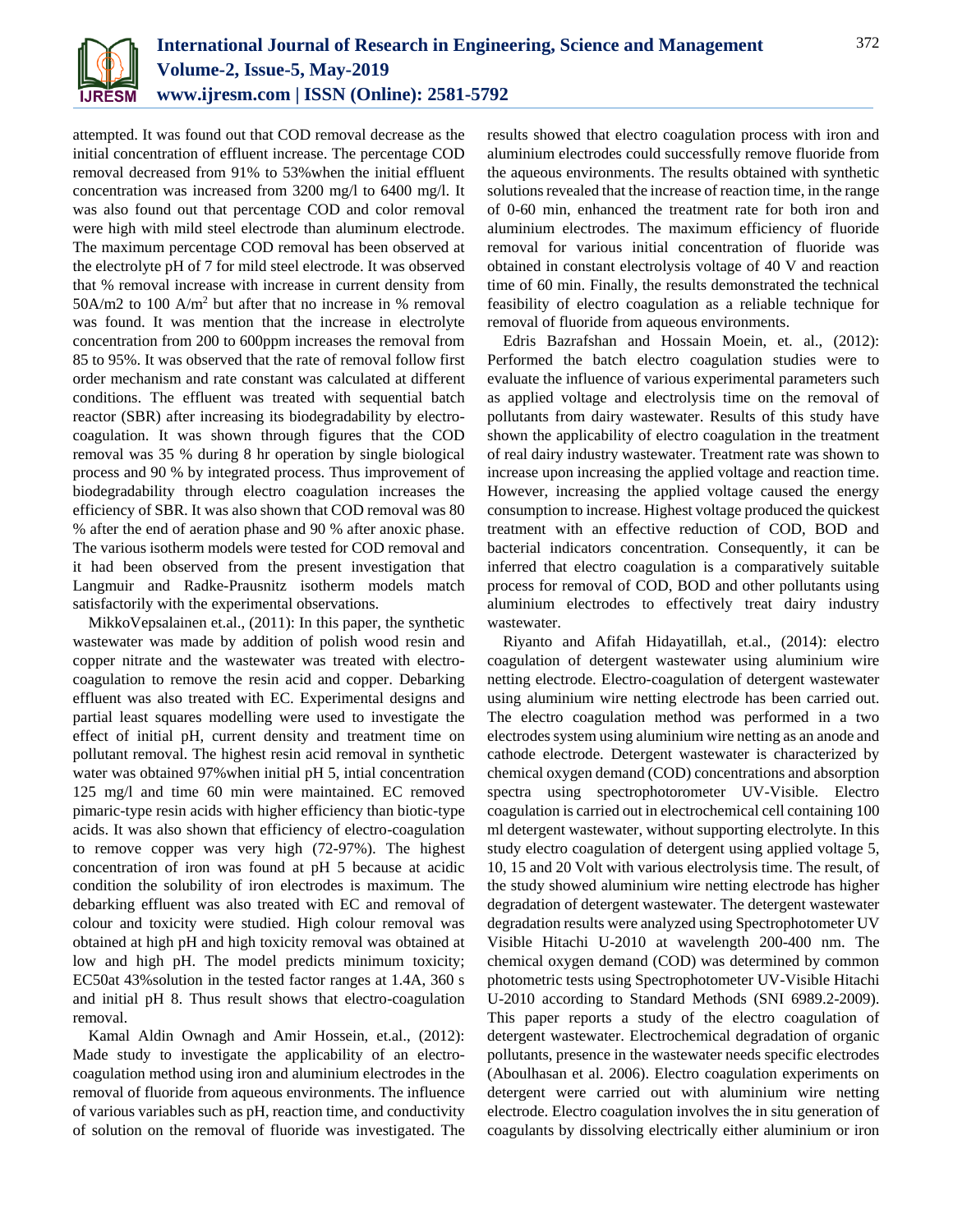attempted. It was found out that COD removal decrease as the initial concentration of effluent increase. The percentage COD removal decreased from 91% to 53%when the initial effluent concentration was increased from 3200 mg/l to 6400 mg/l. It was also found out that percentage COD and color removal were high with mild steel electrode than aluminum electrode. The maximum percentage COD removal has been observed at the electrolyte pH of 7 for mild steel electrode. It was observed that % removal increase with increase in current density from 50A/m2 to 100 $A/m^2$ but after that no increase in % removal was found. It was mention that the increase in electrolyte concentration from 200 to 600ppm increases the removal from 85 to 95%. It was observed that the rate of removal follow first order mechanism and rate constant was calculated at different conditions. The effluent was treated with sequential batch reactor (SBR) after increasing its biodegradability by electro-coagulation. It was shown through figures that the COD removal was 35 % during 8 hr operation by single biological process and 90 % by integrated process. Thus improvement of biodegradability through electro coagulation increases the efficiency of SBR. It was also shown that COD removal was 80 % after the end of aeration phase and 90 % after anoxic phase. The various isotherm models were tested for COD removal and it had been observed from the present investigation that Langmuir and Radke-Prausnitz isotherm models match satisfactorily with the experimental observations.

MikkoVepsalainen et.al., (2011): In this paper, the synthetic wastewater was made by addition of polish wood resin and copper nitrate and the wastewater was treated with electro-coagulation to remove the resin acid and copper. Debarking effluent was also treated with EC. Experimental designs and partial least squares modelling were used to investigate the effect of initial pH, current density and treatment time on pollutant removal. The highest resin acid removal in synthetic water was obtained 97%when initial pH 5, intial concentration 125 mg/l and time 60 min were maintained. EC removed pimaric-type resin acids with higher efficiency than biotic-type acids. It was also shown that efficiency of electro-coagulation to remove copper was very high (72-97%). The highest concentration of iron was found at pH 5 because at acidic condition the solubility of iron electrodes is maximum. The debarking effluent was also treated with EC and removal of colour and toxicity were studied. High colour removal was obtained at high pH and high toxicity removal was obtained at low and high pH. The model predicts minimum toxicity; EC50at 43%solution in the tested factor ranges at 1.4A, 360 s and initial pH 8. Thus result shows that electro-coagulation removal.

Kamal Aldin Ownagh and Amir Hossein, et.al., (2012): Made study to investigate the applicability of an electro-coagulation method using iron and aluminium electrodes in the removal of fluoride from aqueous environments. The influence of various variables such as pH, reaction time, and conductivity of solution on the removal of fluoride was investigated. The results showed that electro coagulation process with iron and aluminium electrodes could successfully remove fluoride from the aqueous environments. The results obtained with synthetic solutions revealed that the increase of reaction time, in the range of 0-60 min, enhanced the treatment rate for both iron and aluminium electrodes. The maximum efficiency of fluoride removal for various initial concentration of fluoride was obtained in constant electrolysis voltage of 40 V and reaction time of 60 min. Finally, the results demonstrated the technical feasibility of electro coagulation as a reliable technique for removal of fluoride from aqueous environments.

Edris Bazrafshan and Hossain Moein, et. al., (2012): Performed the batch electro coagulation studies were to evaluate the influence of various experimental parameters such as applied voltage and electrolysis time on the removal of pollutants from dairy wastewater. Results of this study have shown the applicability of electro coagulation in the treatment of real dairy industry wastewater. Treatment rate was shown to increase upon increasing the applied voltage and reaction time. However, increasing the applied voltage caused the energy consumption to increase. Highest voltage produced the quickest treatment with an effective reduction of COD, BOD and bacterial indicators concentration. Consequently, it can be inferred that electro coagulation is a comparatively suitable process for removal of COD, BOD and other pollutants using aluminium electrodes to effectively treat dairy industry wastewater.

Riyanto and Afifah Hidayatillah, et.al., (2014): electro coagulation of detergent wastewater using aluminium wire netting electrode. Electro-coagulation of detergent wastewater using aluminium wire netting electrode has been carried out. The electro coagulation method was performed in a two electrodes system using aluminium wire netting as an anode and cathode electrode. Detergent wastewater is characterized by chemical oxygen demand (COD) concentrations and absorption spectra using spectrophotorometer UV-Visible. Electro coagulation is carried out in electrochemical cell containing 100 ml detergent wastewater, without supporting electrolyte. In this study electro coagulation of detergent using applied voltage 5, 10, 15 and 20 Volt with various electrolysis time. The result, of the study showed aluminium wire netting electrode has higher degradation of detergent wastewater. The detergent wastewater degradation results were analyzed using Spectrophotometer UV Visible Hitachi U-2010 at wavelength 200-400 nm. The chemical oxygen demand (COD) was determined by common photometric tests using Spectrophotometer UV-Visible Hitachi U-2010 according to Standard Methods (SNI 6989.2-2009). This paper reports a study of the electro coagulation of detergent wastewater. Electrochemical degradation of organic pollutants, presence in the wastewater needs specific electrodes (Aboulhasan et al. 2006). Electro coagulation experiments on detergent were carried out with aluminium wire netting electrode. Electro coagulation involves the in situ generation of coagulants by dissolving electrically either aluminium or iron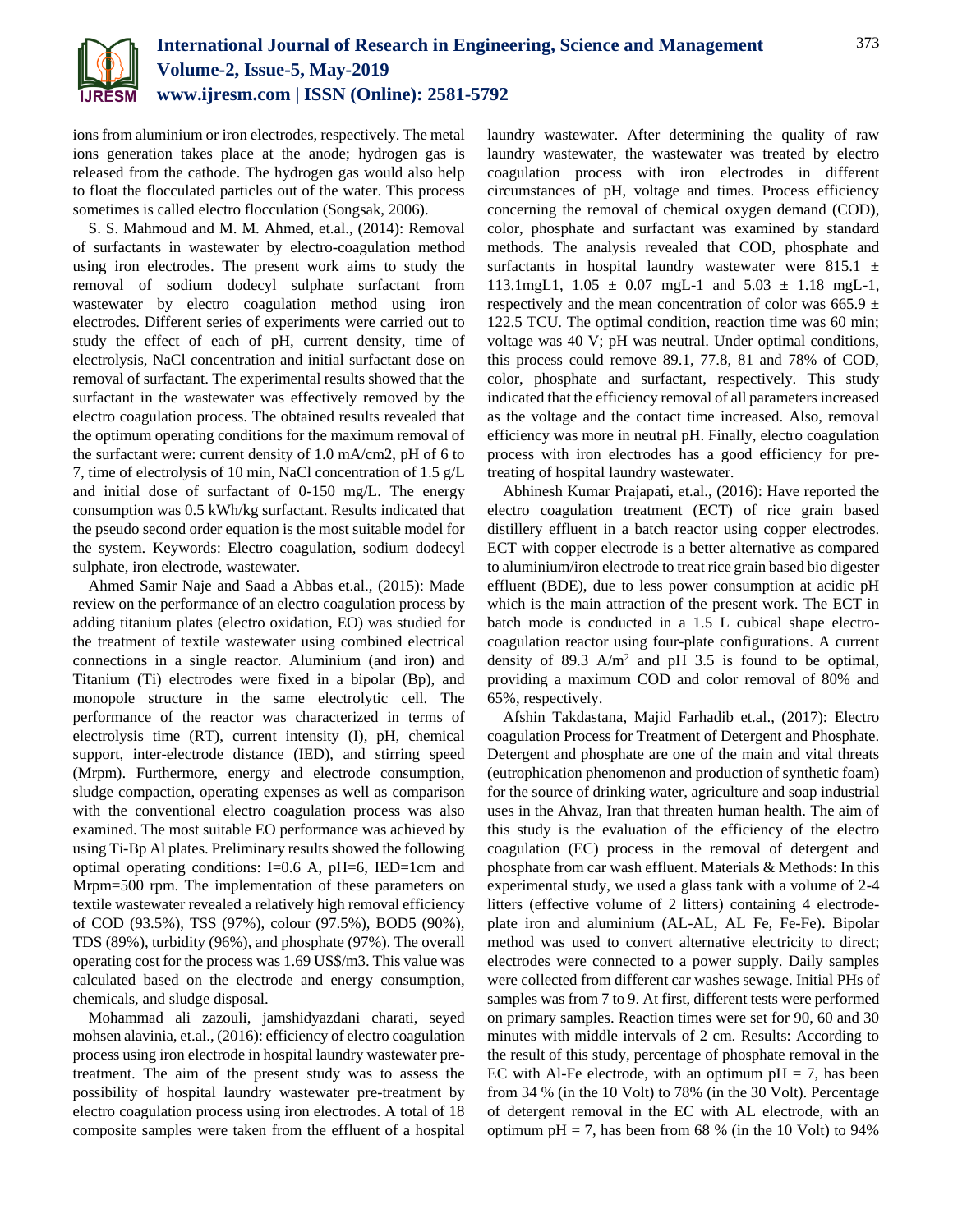ions from aluminium or iron electrodes, respectively. The metal ions generation takes place at the anode; hydrogen gas is released from the cathode. The hydrogen gas would also help to float the flocculated particles out of the water. This process sometimes is called electro flocculation (Songsak, 2006).

S. S. Mahmoud and M. M. Ahmed, et.al., (2014): Removal of surfactants in wastewater by electro-coagulation method using iron electrodes. The present work aims to study the removal of sodium dodecyl sulphate surfactant from wastewater by electro coagulation method using iron electrodes. Different series of experiments were carried out to study the effect of each of pH, current density, time of electrolysis, NaCl concentration and initial surfactant dose on removal of surfactant. The experimental results showed that the surfactant in the wastewater was effectively removed by the electro coagulation process. The obtained results revealed that the optimum operating conditions for the maximum removal of the surfactant were: current density of 1.0 mA/cm2, pH of 6 to 7, time of electrolysis of 10 min, NaCl concentration of 1.5 g/L and initial dose of surfactant of 0-150 mg/L. The energy consumption was 0.5 kWh/kg surfactant. Results indicated that the pseudo second order equation is the most suitable model for the system. Keywords: Electro coagulation, sodium dodecyl sulphate, iron electrode, wastewater.

Ahmed Samir Naje and Saad a Abbas et.al., (2015): Made review on the performance of an electro coagulation process by adding titanium plates (electro oxidation, EO) was studied for the treatment of textile wastewater using combined electrical connections in a single reactor. Aluminium (and iron) and Titanium (Ti) electrodes were fixed in a bipolar (Bp), and monopole structure in the same electrolytic cell. The performance of the reactor was characterized in terms of electrolysis time (RT), current intensity (I), pH, chemical support, inter-electrode distance (IED), and stirring speed (Mrpm). Furthermore, energy and electrode consumption, sludge compaction, operating expenses as well as comparison with the conventional electro coagulation process was also examined. The most suitable EO performance was achieved by using Ti-Bp Al plates. Preliminary results showed the following optimal operating conditions: I=0.6 A, pH=6, IED=1cm and Mrpm=500 rpm. The implementation of these parameters on textile wastewater revealed a relatively high removal efficiency of COD (93.5%), TSS (97%), colour (97.5%), BOD5 (90%), TDS (89%), turbidity (96%), and phosphate (97%). The overall operating cost for the process was 1.69 US$/m3. This value was calculated based on the electrode and energy consumption, chemicals, and sludge disposal.

Mohammad ali zazouli, jamshidyazdani charati, seyed mohsen alavinia, et.al., (2016): efficiency of electro coagulation process using iron electrode in hospital laundry wastewater pre-treatment. The aim of the present study was to assess the possibility of hospital laundry wastewater pre-treatment by electro coagulation process using iron electrodes. A total of 18 composite samples were taken from the effluent of a hospital laundry wastewater. After determining the quality of raw laundry wastewater, the wastewater was treated by electro coagulation process with iron electrodes in different circumstances of pH, voltage and times. Process efficiency concerning the removal of chemical oxygen demand (COD), color, phosphate and surfactant was examined by standard methods. The analysis revealed that COD, phosphate and surfactants in hospital laundry wastewater were 815.1 ± 113.1mgL1, 1.05 ± 0.07 mgL-1 and 5.03 ± 1.18 mgL-1, respectively and the mean concentration of color was 665.9 ± 122.5 TCU. The optimal condition, reaction time was 60 min; voltage was 40 V; pH was neutral. Under optimal conditions, this process could remove 89.1, 77.8, 81 and 78% of COD, color, phosphate and surfactant, respectively. This study indicated that the efficiency removal of all parameters increased as the voltage and the contact time increased. Also, removal efficiency was more in neutral pH. Finally, electro coagulation process with iron electrodes has a good efficiency for pre-treating of hospital laundry wastewater.

Abhinesh Kumar Prajapati, et.al., (2016): Have reported the electro coagulation treatment (ECT) of rice grain based distillery effluent in a batch reactor using copper electrodes. ECT with copper electrode is a better alternative as compared to aluminium/iron electrode to treat rice grain based bio digester effluent (BDE), due to less power consumption at acidic pH which is the main attraction of the present work. The ECT in batch mode is conducted in a 1.5 L cubical shape electro-coagulation reactor using four-plate configurations. A current density of 89.3 $A/m^2$ and pH 3.5 is found to be optimal, providing a maximum COD and color removal of 80% and 65%, respectively.

Afshin Takdastana, Majid Farhadib et.al., (2017): Electro coagulation Process for Treatment of Detergent and Phosphate. Detergent and phosphate are one of the main and vital threats (eutrophication phenomenon and production of synthetic foam) for the source of drinking water, agriculture and soap industrial uses in the Ahvaz, Iran that threaten human health. The aim of this study is the evaluation of the efficiency of the electro coagulation (EC) process in the removal of detergent and phosphate from car wash effluent. Materials & Methods: In this experimental study, we used a glass tank with a volume of 2-4 litters (effective volume of 2 litters) containing 4 electrode-plate iron and aluminium (AL-AL, AL Fe, Fe-Fe). Bipolar method was used to convert alternative electricity to direct; electrodes were connected to a power supply. Daily samples were collected from different car washes sewage. Initial PHs of samples was from 7 to 9. At first, different tests were performed on primary samples. Reaction times were set for 90, 60 and 30 minutes with middle intervals of 2 cm. Results: According to the result of this study, percentage of phosphate removal in the EC with Al-Fe electrode, with an optimum pH = 7, has been from 34 % (in the 10 Volt) to 78% (in the 30 Volt). Percentage of detergent removal in the EC with AL electrode, with an optimum pH = 7, has been from 68 % (in the 10 Volt) to 94%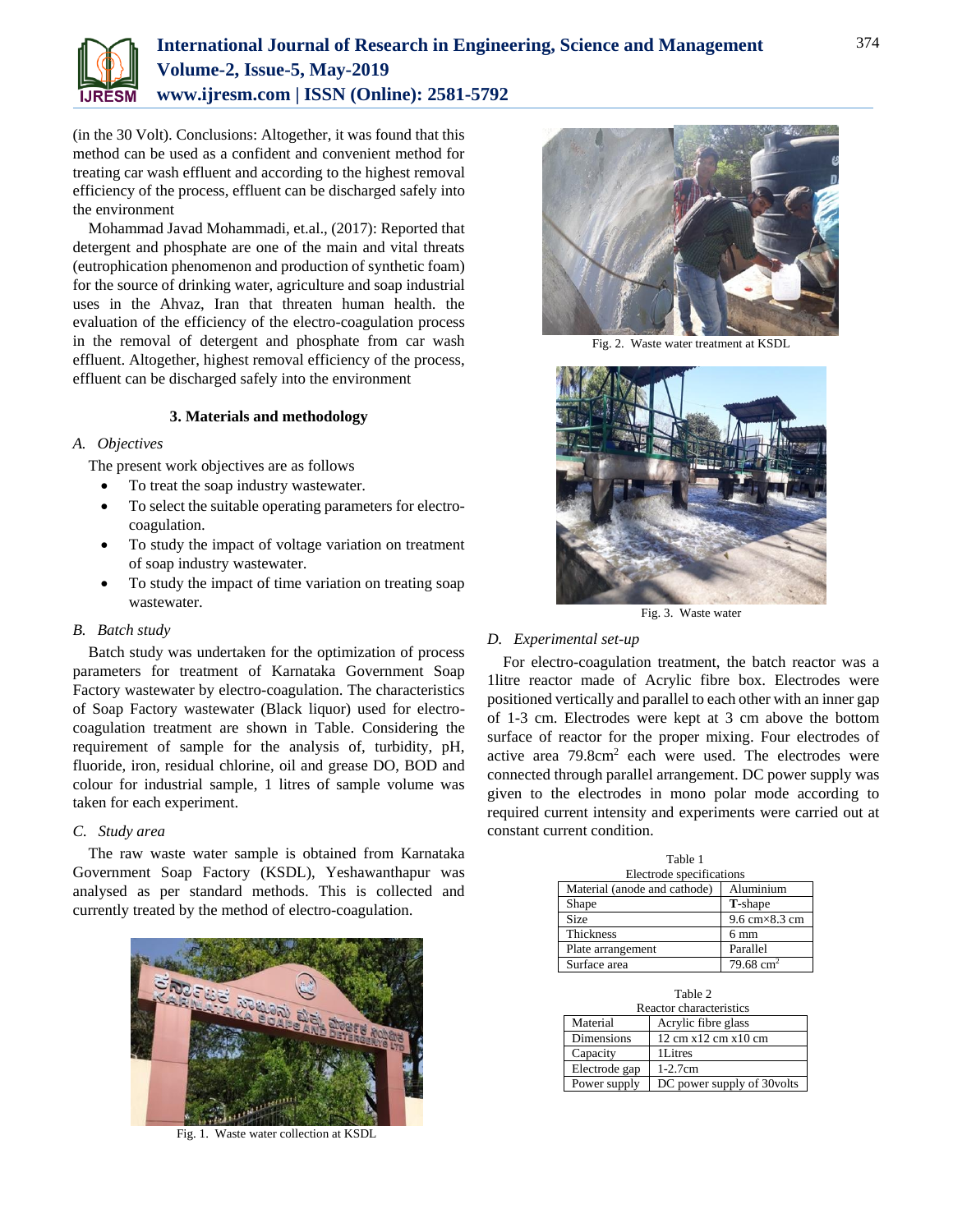(in the 30 Volt). Conclusions: Altogether, it was found that this method can be used as a confident and convenient method for treating car wash effluent and according to the highest removal efficiency of the process, effluent can be discharged safely into the environment

Mohammad Javad Mohammadi, et.al., (2017): Reported that detergent and phosphate are one of the main and vital threats (eutrophication phenomenon and production of synthetic foam) for the source of drinking water, agriculture and soap industrial uses in the Ahvaz, Iran that threaten human health. the evaluation of the efficiency of the electro-coagulation process in the removal of detergent and phosphate from car wash effluent. Altogether, highest removal efficiency of the process, effluent can be discharged safely into the environment

## 3. Materials and methodology

### A. Objectives

The present work objectives are as follows

- To treat the soap industry wastewater.
- To select the suitable operating parameters for electro-coagulation.
- To study the impact of voltage variation on treatment of soap industry wastewater.
- To study the impact of time variation on treating soap wastewater.

### B. Batch study

Batch study was undertaken for the optimization of process parameters for treatment of Karnataka Government Soap Factory wastewater by electro-coagulation. The characteristics of Soap Factory wastewater (Black liquor) used for electro-coagulation treatment are shown in Table. Considering the requirement of sample for the analysis of, turbidity, pH, fluoride, iron, residual chlorine, oil and grease DO, BOD and colour for industrial sample, 1 litres of sample volume was taken for each experiment.

### C. Study area

The raw waste water sample is obtained from Karnataka Government Soap Factory (KSDL), Yeshawanthapur was analysed as per standard methods. This is collected and currently treated by the method of electro-coagulation.

Fig. 1. Waste water collection at KSDL

Fig. 2. Waste water treatment at KSDL

Fig. 3. Waste water

### D. Experimental set-up

For electro-coagulation treatment, the batch reactor was a 1litre reactor made of Acrylic fibre box. Electrodes were positioned vertically and parallel to each other with an inner gap of 1-3 cm. Electrodes were kept at 3 cm above the bottom surface of reactor for the proper mixing. Four electrodes of active area 79.8cm$^2$ each were used. The electrodes were connected through parallel arrangement. DC power supply was given to the electrodes in mono polar mode according to required current intensity and experiments were carried out at constant current condition.

Table 1
Electrode specifications

| Material (anode and cathode) | Aluminium |
|---|---|
| Shape | **T**-shape |
| Size | 9.6 cm×8.3 cm |
| Thickness | 6 mm |
| Plate arrangement | Parallel |
| Surface area | 79.68 cm$^2$ |

Table 2
Reactor characteristics

| Material | Acrylic fibre glass |
|---|---|
| Dimensions | 12 cm x12 cm x10 cm |
| Capacity | 1Litres |
| Electrode gap | 1-2.7cm |
| Power supply | DC power supply of 30volts |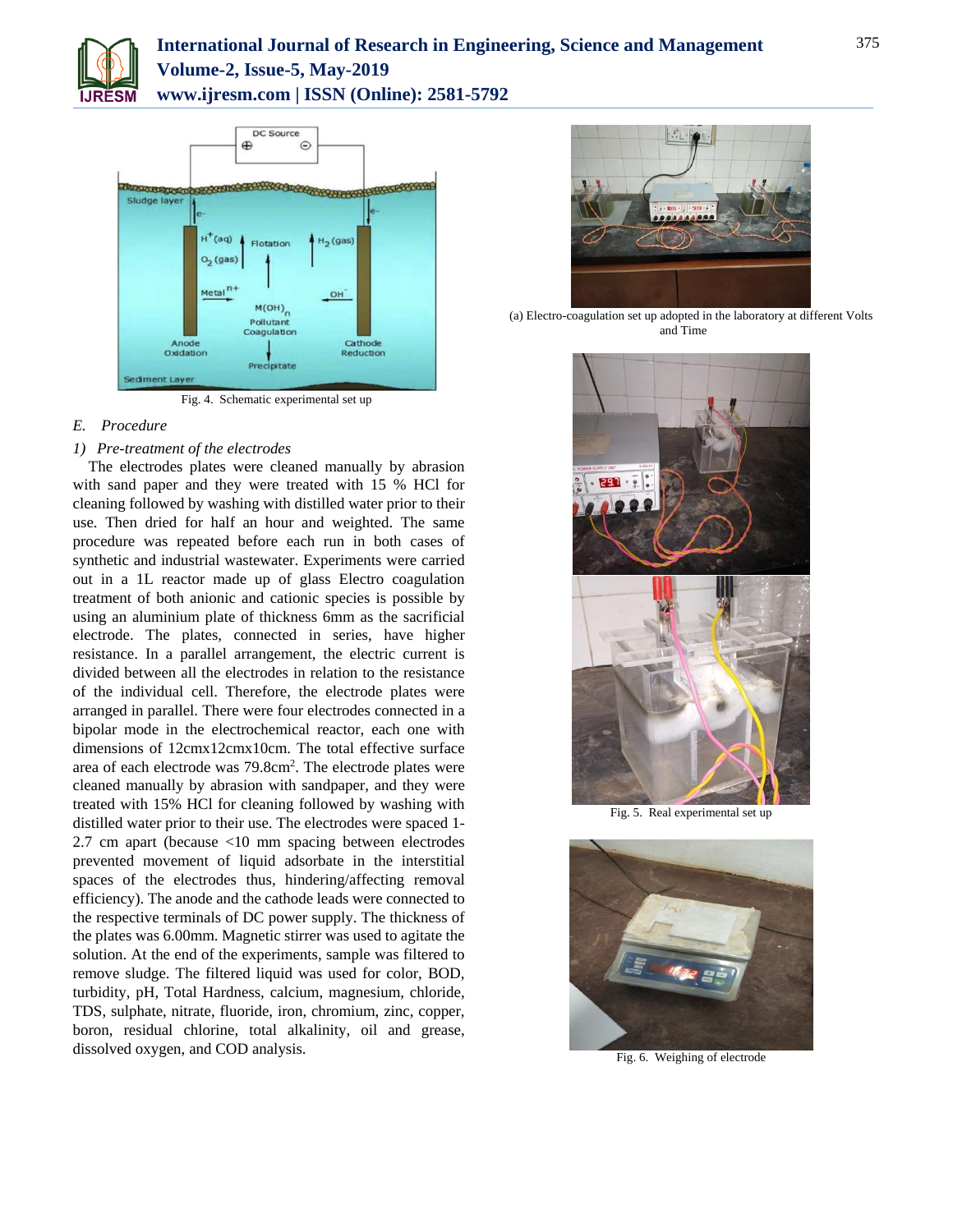Fig. 4. Schematic experimental set up

### E. Procedure

#### 1) Pre-treatment of the electrodes

The electrodes plates were cleaned manually by abrasion with sand paper and they were treated with 15 % HCl for cleaning followed by washing with distilled water prior to their use. Then dried for half an hour and weighted. The same procedure was repeated before each run in both cases of synthetic and industrial wastewater. Experiments were carried out in a 1L reactor made up of glass Electro coagulation treatment of both anionic and cationic species is possible by using an aluminium plate of thickness 6mm as the sacrificial electrode. The plates, connected in series, have higher resistance. In a parallel arrangement, the electric current is divided between all the electrodes in relation to the resistance of the individual cell. Therefore, the electrode plates were arranged in parallel. There were four electrodes connected in a bipolar mode in the electrochemical reactor, each one with dimensions of 12cmx12cmx10cm. The total effective surface area of each electrode was 79.8cm$^2$. The electrode plates were cleaned manually by abrasion with sandpaper, and they were treated with 15% HCl for cleaning followed by washing with distilled water prior to their use. The electrodes were spaced 1-2.7 cm apart (because <10 mm spacing between electrodes prevented movement of liquid adsorbate in the interstitial spaces of the electrodes thus, hindering/affecting removal efficiency). The anode and the cathode leads were connected to the respective terminals of DC power supply. The thickness of the plates was 6.00mm. Magnetic stirrer was used to agitate the solution. At the end of the experiments, sample was filtered to remove sludge. The filtered liquid was used for color, BOD, turbidity, pH, Total Hardness, calcium, magnesium, chloride, TDS, sulphate, nitrate, fluoride, iron, chromium, zinc, copper, boron, residual chlorine, total alkalinity, oil and grease, dissolved oxygen, and COD analysis.

(a) Electro-coagulation set up adopted in the laboratory at different Volts and Time

Fig. 5. Real experimental set up

Fig. 6. Weighing of electrode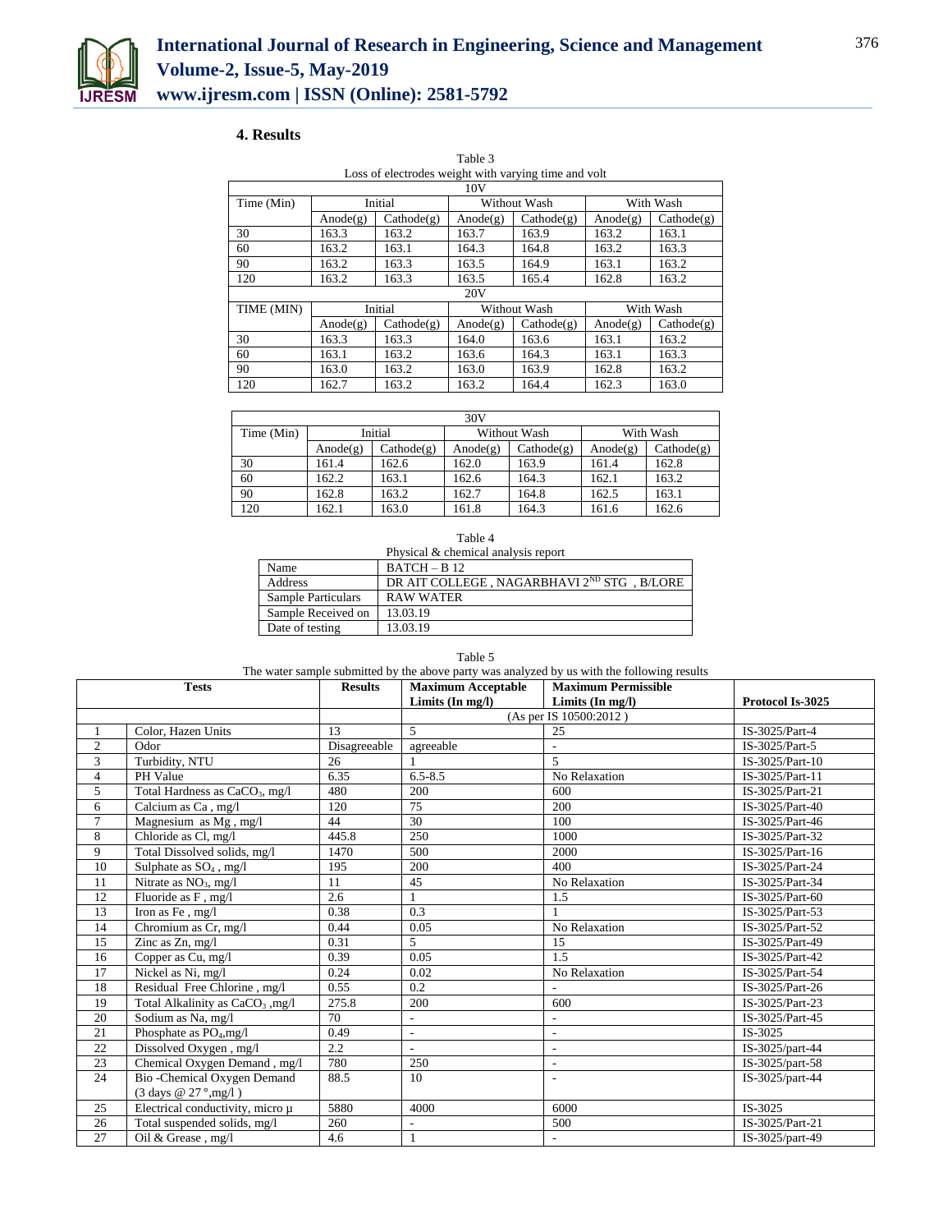## 4. Results

Table 3

Loss of electrodes weight with varying time and volt

| 10V | | | | | | |
|---|---|---|---|---|---|---|
| Time (Min) | Initial | | Without Wash | | With Wash | |
| | Anode(g) | Cathode(g) | Anode(g) | Cathode(g) | Anode(g) | Cathode(g) |
| 30 | 163.3 | 163.2 | 163.7 | 163.9 | 163.2 | 163.1 |
| 60 | 163.2 | 163.1 | 164.3 | 164.8 | 163.2 | 163.3 |
| 90 | 163.2 | 163.3 | 163.5 | 164.9 | 163.1 | 163.2 |
| 120 | 163.2 | 163.3 | 163.5 | 165.4 | 162.8 | 163.2 |
| **20V** | | | | | | |
| TIME (MIN) | Initial | | Without Wash | | With Wash | |
| | Anode(g) | Cathode(g) | Anode(g) | Cathode(g) | Anode(g) | Cathode(g) |
| 30 | 163.3 | 163.3 | 164.0 | 163.6 | 163.1 | 163.2 |
| 60 | 163.1 | 163.2 | 163.6 | 164.3 | 163.1 | 163.3 |
| 90 | 163.0 | 163.2 | 163.0 | 163.9 | 162.8 | 163.2 |
| 120 | 162.7 | 163.2 | 163.2 | 164.4 | 162.3 | 163.0 |
| **30V** | | | | | | |
| Time (Min) | Initial | | Without Wash | | With Wash | |
| | Anode(g) | Cathode(g) | Anode(g) | Cathode(g) | Anode(g) | Cathode(g) |
| 30 | 161.4 | 162.6 | 162.0 | 163.9 | 161.4 | 162.8 |
| 60 | 162.2 | 163.1 | 162.6 | 164.3 | 162.1 | 163.2 |
| 90 | 162.8 | 163.2 | 162.7 | 164.8 | 162.5 | 163.1 |
| 120 | 162.1 | 163.0 | 161.8 | 164.3 | 161.6 | 162.6 |

Table 4

Physical & chemical analysis report

| Name | BATCH – B 12 |
|---|---|
| Address | DR AIT COLLEGE , NAGARBHAVI 2ND STG , B/LORE |
| Sample Particulars | RAW WATER |
| Sample Received on | 13.03.19 |
| Date of testing | 13.03.19 |

Table 5

The water sample submitted by the above party was analyzed by us with the following results

| Tests | | Results | Maximum Acceptable Limits (In mg/l) | Maximum Permissible Limits (In mg/l) | Protocol Is-3025 |
|---|---|---|---|---|---|
| | | | (As per IS 10500:2012 ) | | |
| 1 | Color, Hazen Units | 13 | 5 | 25 | IS-3025/Part-4 |
| 2 | Odor | Disagreeable | agreeable | - | IS-3025/Part-5 |
| 3 | Turbidity, NTU | 26 | 1 | 5 | IS-3025/Part-10 |
| 4 | PH Value | 6.35 | 6.5-8.5 | No Relaxation | IS-3025/Part-11 |
| 5 | Total Hardness as $CaCO_3$, mg/l | 480 | 200 | 600 | IS-3025/Part-21 |
| 6 | Calcium as Ca , mg/l | 120 | 75 | 200 | IS-3025/Part-40 |
| 7 | Magnesium as Mg , mg/l | 44 | 30 | 100 | IS-3025/Part-46 |
| 8 | Chloride as Cl, mg/l | 445.8 | 250 | 1000 | IS-3025/Part-32 |
| 9 | Total Dissolved solids, mg/l | 1470 | 500 | 2000 | IS-3025/Part-16 |
| 10 | Sulphate as $SO_4$ , mg/l | 195 | 200 | 400 | IS-3025/Part-24 |
| 11 | Nitrate as $NO_3$, mg/l | 11 | 45 | No Relaxation | IS-3025/Part-34 |
| 12 | Fluoride as F , mg/l | 2.6 | 1 | 1.5 | IS-3025/Part-60 |
| 13 | Iron as Fe , mg/l | 0.38 | 0.3 | 1 | IS-3025/Part-53 |
| 14 | Chromium as Cr, mg/l | 0.44 | 0.05 | No Relaxation | IS-3025/Part-52 |
| 15 | Zinc as Zn, mg/l | 0.31 | 5 | 15 | IS-3025/Part-49 |
| 16 | Copper as Cu, mg/l | 0.39 | 0.05 | 1.5 | IS-3025/Part-42 |
| 17 | Nickel as Ni, mg/l | 0.24 | 0.02 | No Relaxation | IS-3025/Part-54 |
| 18 | Residual Free Chlorine , mg/l | 0.55 | 0.2 | - | IS-3025/Part-26 |
| 19 | Total Alkalinity as $CaCO_3$ ,mg/l | 275.8 | 200 | 600 | IS-3025/Part-23 |
| 20 | Sodium as Na, mg/l | 70 | - | - | IS-3025/Part-45 |
| 21 | Phosphate as $PO_4$,mg/l | 0.49 | - | - | IS-3025 |
| 22 | Dissolved Oxygen , mg/l | 2.2 | - | - | IS-3025/part-44 |
| 23 | Chemical Oxygen Demand , mg/l | 780 | 250 | - | IS-3025/part-58 |
| 24 | Bio -Chemical Oxygen Demand (3 days @ 27 °,mg/l ) | 88.5 | 10 | - | IS-3025/part-44 |
| 25 | Electrical conductivity, micro µ | 5880 | 4000 | 6000 | IS-3025 |
| 26 | Total suspended solids, mg/l | 260 | - | 500 | IS-3025/Part-21 |
| 27 | Oil & Grease , mg/l | 4.6 | 1 | - | IS-3025/part-49 |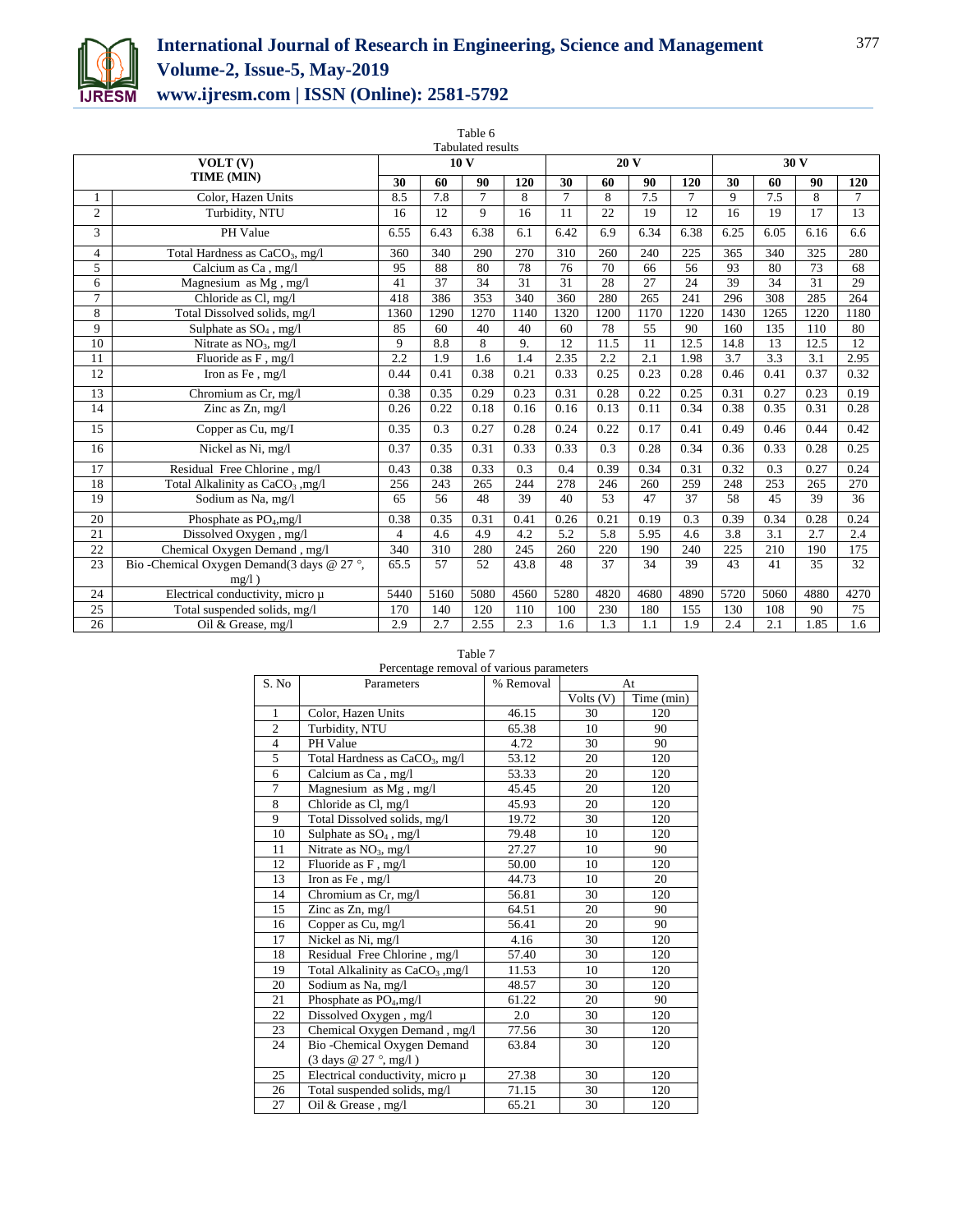Table 6
Tabulated results

| VOLT (V) | | 10 V | | | | 20 V | | | | 30 V | | | |
|---|---|---|---|---|---|---|---|---|---|---|---|---|---|
| TIME (MIN) | | 30 | 60 | 90 | 120 | 30 | 60 | 90 | 120 | 30 | 60 | 90 | 120 |
| 1 | Color, Hazen Units | 8.5 | 7.8 | 7 | 8 | 7 | 8 | 7.5 | 7 | 9 | 7.5 | 8 | 7 |
| 2 | Turbidity, NTU | 16 | 12 | 9 | 16 | 11 | 22 | 19 | 12 | 16 | 19 | 17 | 13 |
| 3 | PH Value | 6.55 | 6.43 | 6.38 | 6.1 | 6.42 | 6.9 | 6.34 | 6.38 | 6.25 | 6.05 | 6.16 | 6.6 |
| 4 | Total Hardness as $CaCO_3$, mg/l | 360 | 340 | 290 | 270 | 310 | 260 | 240 | 225 | 365 | 340 | 325 | 280 |
| 5 | Calcium as Ca , mg/l | 95 | 88 | 80 | 78 | 76 | 70 | 66 | 56 | 93 | 80 | 73 | 68 |
| 6 | Magnesium as Mg , mg/l | 41 | 37 | 34 | 31 | 31 | 28 | 27 | 24 | 39 | 34 | 31 | 29 |
| 7 | Chloride as Cl, mg/l | 418 | 386 | 353 | 340 | 360 | 280 | 265 | 241 | 296 | 308 | 285 | 264 |
| 8 | Total Dissolved solids, mg/l | 1360 | 1290 | 1270 | 1140 | 1320 | 1200 | 1170 | 1220 | 1430 | 1265 | 1220 | 1180 |
| 9 | Sulphate as $SO_4$ , mg/l | 85 | 60 | 40 | 40 | 60 | 78 | 55 | 90 | 160 | 135 | 110 | 80 |
| 10 | Nitrate as $NO_3$, mg/l | 9 | 8.8 | 8 | 9. | 12 | 11.5 | 11 | 12.5 | 14.8 | 13 | 12.5 | 12 |
| 11 | Fluoride as F , mg/l | 2.2 | 1.9 | 1.6 | 1.4 | 2.35 | 2.2 | 2.1 | 1.98 | 3.7 | 3.3 | 3.1 | 2.95 |
| 12 | Iron as Fe , mg/l | 0.44 | 0.41 | 0.38 | 0.21 | 0.33 | 0.25 | 0.23 | 0.28 | 0.46 | 0.41 | 0.37 | 0.32 |
| 13 | Chromium as Cr, mg/l | 0.38 | 0.35 | 0.29 | 0.23 | 0.31 | 0.28 | 0.22 | 0.25 | 0.31 | 0.27 | 0.23 | 0.19 |
| 14 | Zinc as Zn, mg/l | 0.26 | 0.22 | 0.18 | 0.16 | 0.16 | 0.13 | 0.11 | 0.34 | 0.38 | 0.35 | 0.31 | 0.28 |
| 15 | Copper as Cu, mg/I | 0.35 | 0.3 | 0.27 | 0.28 | 0.24 | 0.22 | 0.17 | 0.41 | 0.49 | 0.46 | 0.44 | 0.42 |
| 16 | Nickel as Ni, mg/l | 0.37 | 0.35 | 0.31 | 0.33 | 0.33 | 0.3 | 0.28 | 0.34 | 0.36 | 0.33 | 0.28 | 0.25 |
| 17 | Residual Free Chlorine , mg/l | 0.43 | 0.38 | 0.33 | 0.3 | 0.4 | 0.39 | 0.34 | 0.31 | 0.32 | 0.3 | 0.27 | 0.24 |
| 18 | Total Alkalinity as $CaCO_3$ ,mg/l | 256 | 243 | 265 | 244 | 278 | 246 | 260 | 259 | 248 | 253 | 265 | 270 |
| 19 | Sodium as Na, mg/l | 65 | 56 | 48 | 39 | 40 | 53 | 47 | 37 | 58 | 45 | 39 | 36 |
| 20 | Phosphate as $PO_4$,mg/l | 0.38 | 0.35 | 0.31 | 0.41 | 0.26 | 0.21 | 0.19 | 0.3 | 0.39 | 0.34 | 0.28 | 0.24 |
| 21 | Dissolved Oxygen , mg/l | 4 | 4.6 | 4.9 | 4.2 | 5.2 | 5.8 | 5.95 | 4.6 | 3.8 | 3.1 | 2.7 | 2.4 |
| 22 | Chemical Oxygen Demand , mg/l | 340 | 310 | 280 | 245 | 260 | 220 | 190 | 240 | 225 | 210 | 190 | 175 |
| 23 | Bio -Chemical Oxygen Demand(3 days @ 27 °, mg/l ) | 65.5 | 57 | 52 | 43.8 | 48 | 37 | 34 | 39 | 43 | 41 | 35 | 32 |
| 24 | Electrical conductivity, micro µ | 5440 | 5160 | 5080 | 4560 | 5280 | 4820 | 4680 | 4890 | 5720 | 5060 | 4880 | 4270 |
| 25 | Total suspended solids, mg/l | 170 | 140 | 120 | 110 | 100 | 230 | 180 | 155 | 130 | 108 | 90 | 75 |
| 26 | Oil & Grease, mg/l | 2.9 | 2.7 | 2.55 | 2.3 | 1.6 | 1.3 | 1.1 | 1.9 | 2.4 | 2.1 | 1.85 | 1.6 |

Table 7
Percentage removal of various parameters

| S. No | Parameters | % Removal | At | |
|---|---|---|---|---|
| | | | Volts (V) | Time (min) |
| 1 | Color, Hazen Units | 46.15 | 30 | 120 |
| 2 | Turbidity, NTU | 65.38 | 10 | 90 |
| 4 | PH Value | 4.72 | 30 | 90 |
| 5 | Total Hardness as $CaCO_3$, mg/l | 53.12 | 20 | 120 |
| 6 | Calcium as Ca , mg/l | 53.33 | 20 | 120 |
| 7 | Magnesium as Mg , mg/l | 45.45 | 20 | 120 |
| 8 | Chloride as Cl, mg/l | 45.93 | 20 | 120 |
| 9 | Total Dissolved solids, mg/l | 19.72 | 30 | 120 |
| 10 | Sulphate as $SO_4$ , mg/l | 79.48 | 10 | 120 |
| 11 | Nitrate as $NO_3$, mg/l | 27.27 | 10 | 90 |
| 12 | Fluoride as F , mg/l | 50.00 | 10 | 120 |
| 13 | Iron as Fe , mg/l | 44.73 | 10 | 20 |
| 14 | Chromium as Cr, mg/l | 56.81 | 30 | 120 |
| 15 | Zinc as Zn, mg/l | 64.51 | 20 | 90 |
| 16 | Copper as Cu, mg/l | 56.41 | 20 | 90 |
| 17 | Nickel as Ni, mg/l | 4.16 | 30 | 120 |
| 18 | Residual Free Chlorine , mg/l | 57.40 | 30 | 120 |
| 19 | Total Alkalinity as $CaCO_3$ ,mg/l | 11.53 | 10 | 120 |
| 20 | Sodium as Na, mg/l | 48.57 | 30 | 120 |
| 21 | Phosphate as $PO_4$,mg/l | 61.22 | 20 | 90 |
| 22 | Dissolved Oxygen , mg/l | 2.0 | 30 | 120 |
| 23 | Chemical Oxygen Demand , mg/l | 77.56 | 30 | 120 |
| 24 | Bio -Chemical Oxygen Demand (3 days @ 27 °, mg/l ) | 63.84 | 30 | 120 |
| 25 | Electrical conductivity, micro µ | 27.38 | 30 | 120 |
| 26 | Total suspended solids, mg/l | 71.15 | 30 | 120 |
| 27 | Oil & Grease , mg/l | 65.21 | 30 | 120 |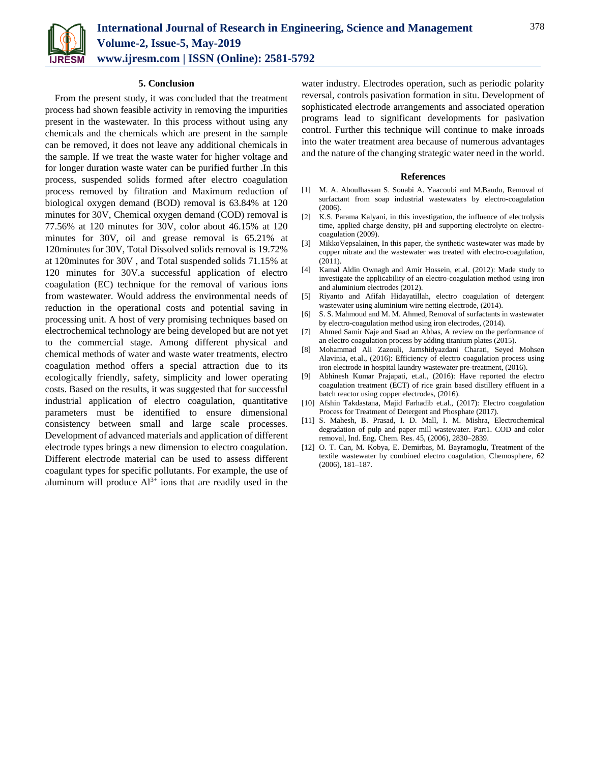## 5. Conclusion

From the present study, it was concluded that the treatment process had shown feasible activity in removing the impurities present in the wastewater. In this process without using any chemicals and the chemicals which are present in the sample can be removed, it does not leave any additional chemicals in the sample. If we treat the waste water for higher voltage and for longer duration waste water can be purified further .In this process, suspended solids formed after electro coagulation process removed by filtration and Maximum reduction of biological oxygen demand (BOD) removal is 63.84% at 120 minutes for 30V, Chemical oxygen demand (COD) removal is 77.56% at 120 minutes for 30V, color about 46.15% at 120 minutes for 30V, oil and grease removal is 65.21% at 120minutes for 30V, Total Dissolved solids removal is 19.72% at 120minutes for 30V , and Total suspended solids 71.15% at 120 minutes for 30V.a successful application of electro coagulation (EC) technique for the removal of various ions from wastewater. Would address the environmental needs of reduction in the operational costs and potential saving in processing unit. A host of very promising techniques based on electrochemical technology are being developed but are not yet to the commercial stage. Among different physical and chemical methods of water and waste water treatments, electro coagulation method offers a special attraction due to its ecologically friendly, safety, simplicity and lower operating costs. Based on the results, it was suggested that for successful industrial application of electro coagulation, quantitative parameters must be identified to ensure dimensional consistency between small and large scale processes. Development of advanced materials and application of different electrode types brings a new dimension to electro coagulation. Different electrode material can be used to assess different coagulant types for specific pollutants. For example, the use of aluminum will produce $Al^{3+}$ ions that are readily used in the water industry. Electrodes operation, such as periodic polarity reversal, controls pasivation formation in situ. Development of sophisticated electrode arrangements and associated operation programs lead to significant developments for pasivation control. Further this technique will continue to make inroads into the water treatment area because of numerous advantages and the nature of the changing strategic water need in the world.

## References

[1] M. A. Aboulhassan S. Souabi A. Yaacoubi and M.Baudu, Removal of surfactant from soap industrial wastewaters by electro-coagulation (2006).

[2] K.S. Parama Kalyani, in this investigation, the influence of electrolysis time, applied charge density, pH and supporting electrolyte on electro-coagulation (2009).

[3] MikkoVepsalainen, In this paper, the synthetic wastewater was made by copper nitrate and the wastewater was treated with electro-coagulation, (2011).

[4] Kamal Aldin Ownagh and Amir Hossein, et.al. (2012): Made study to investigate the applicability of an electro-coagulation method using iron and aluminium electrodes (2012).

[5] Riyanto and Afifah Hidayatillah, electro coagulation of detergent wastewater using aluminium wire netting electrode, (2014).

[6] S. S. Mahmoud and M. M. Ahmed, Removal of surfactants in wastewater by electro-coagulation method using iron electrodes, (2014).

[7] Ahmed Samir Naje and Saad an Abbas, A review on the performance of an electro coagulation process by adding titanium plates (2015).

[8] Mohammad Ali Zazouli, Jamshidyazdani Charati, Seyed Mohsen Alavinia, et.al., (2016): Efficiency of electro coagulation process using iron electrode in hospital laundry wastewater pre-treatment, (2016).

[9] Abhinesh Kumar Prajapati, et.al., (2016): Have reported the electro coagulation treatment (ECT) of rice grain based distillery effluent in a batch reactor using copper electrodes, (2016).

[10] Afshin Takdastana, Majid Farhadib et.al., (2017): Electro coagulation Process for Treatment of Detergent and Phosphate (2017).

[11] S. Mahesh, B. Prasad, I. D. Mall, I. M. Mishra, Electrochemical degradation of pulp and paper mill wastewater. Part1. COD and color removal, Ind. Eng. Chem. Res. 45, (2006), 2830–2839.

[12] O. T. Can, M. Kobya, E. Demirbas, M. Bayramoglu, Treatment of the textile wastewater by combined electro coagulation, Chemosphere, 62 (2006), 181–187.